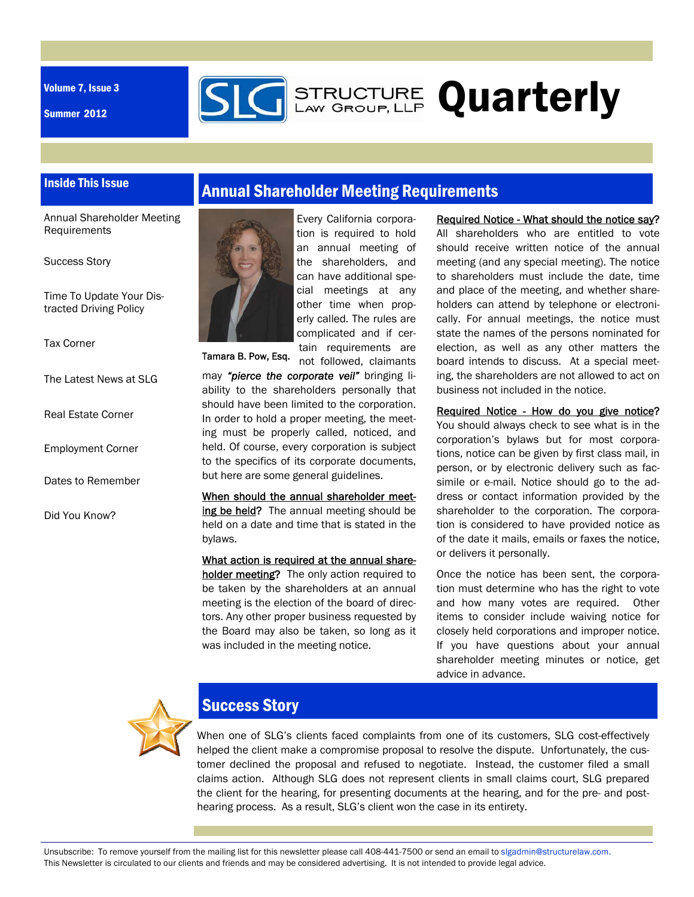Volume 7, Issue 3

Summer 2012

# STRUCTURE LAW GROUP, LLP Quarterly

## Inside This Issue

- Annual Shareholder Meeting Requirements
- Success Story
- Time To Update Your Distracted Driving Policy
- Tax Corner
- The Latest News at SLG
- Real Estate Corner
- Employment Corner
- Dates to Remember
- Did You Know?

## Annual Shareholder Meeting Requirements

Tamara B. Pow, Esq.

Every California corporation is required to hold an annual meeting of the shareholders, and can have additional special meetings at any other time when properly called. The rules are complicated and if certain requirements are not followed, claimants may ***"pierce the corporate veil"*** bringing liability to the shareholders personally that should have been limited to the corporation. In order to hold a proper meeting, the meeting must be properly called, noticed, and held. Of course, every corporation is subject to the specifics of its corporate documents, but here are some general guidelines.

<u>When should the annual shareholder meeting be held</u>? The annual meeting should be held on a date and time that is stated in the bylaws.

<u>What action is required at the annual shareholder meeting</u>? The only action required to be taken by the shareholders at an annual meeting is the election of the board of directors. Any other proper business requested by the Board may also be taken, so long as it was included in the meeting notice.

<u>Required Notice - What should the notice say</u>? All shareholders who are entitled to vote should receive written notice of the annual meeting (and any special meeting). The notice to shareholders must include the date, time and place of the meeting, and whether shareholders can attend by telephone or electronically. For annual meetings, the notice must state the names of the persons nominated for election, as well as any other matters the board intends to discuss. At a special meeting, the shareholders are not allowed to act on business not included in the notice.

<u>Required Notice - How do you give notice</u>? You should always check to see what is in the corporation's bylaws but for most corporations, notice can be given by first class mail, in person, or by electronic delivery such as facsimile or e-mail. Notice should go to the address or contact information provided by the shareholder to the corporation. The corporation is considered to have provided notice as of the date it mails, emails or faxes the notice, or delivers it personally.

Once the notice has been sent, the corporation must determine who has the right to vote and how many votes are required. Other items to consider include waiving notice for closely held corporations and improper notice. If you have questions about your annual shareholder meeting minutes or notice, get advice in advance.

## Success Story

When one of SLG's clients faced complaints from one of its customers, SLG cost-effectively helped the client make a compromise proposal to resolve the dispute. Unfortunately, the customer declined the proposal and refused to negotiate. Instead, the customer filed a small claims action. Although SLG does not represent clients in small claims court, SLG prepared the client for the hearing, for presenting documents at the hearing, and for the pre- and post-hearing process. As a result, SLG's client won the case in its entirety.

Unsubscribe: To remove yourself from the mailing list for this newsletter please call 408-441-7500 or send an email to slgadmin@structurelaw.com.
This Newsletter is circulated to our clients and friends and may be considered advertising. It is not intended to provide legal advice.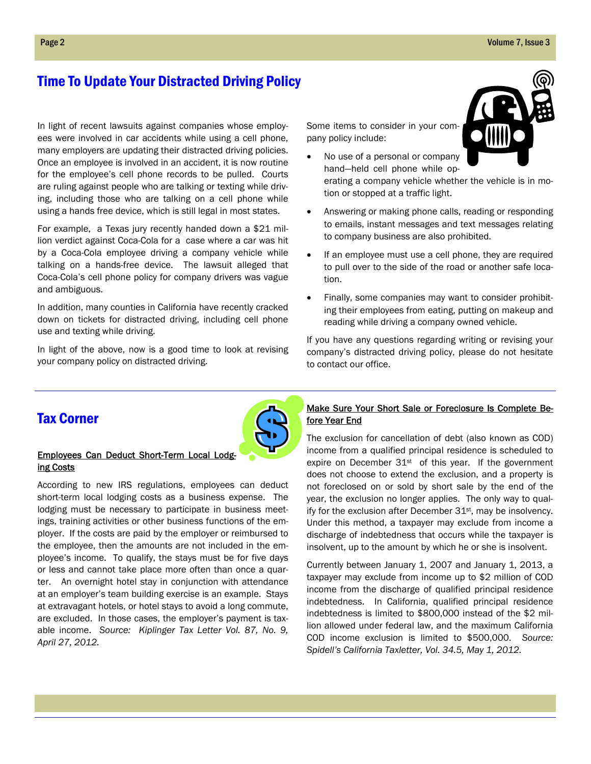## Time To Update Your Distracted Driving Policy

In light of recent lawsuits against companies whose employees were involved in car accidents while using a cell phone, many employers are updating their distracted driving policies. Once an employee is involved in an accident, it is now routine for the employee's cell phone records to be pulled. Courts are ruling against people who are talking or texting while driving, including those who are talking on a cell phone while using a hands free device, which is still legal in most states.

For example, a Texas jury recently handed down a $21 million verdict against Coca-Cola for a case where a car was hit by a Coca-Cola employee driving a company vehicle while talking on a hands-free device. The lawsuit alleged that Coca-Cola's cell phone policy for company drivers was vague and ambiguous.

In addition, many counties in California have recently cracked down on tickets for distracted driving, including cell phone use and texting while driving.

In light of the above, now is a good time to look at revising your company policy on distracted driving.

Some items to consider in your company policy include:

- No use of a personal or company hand—held cell phone while operating a company vehicle whether the vehicle is in motion or stopped at a traffic light.
- Answering or making phone calls, reading or responding to emails, instant messages and text messages relating to company business are also prohibited.
- If an employee must use a cell phone, they are required to pull over to the side of the road or another safe location.
- Finally, some companies may want to consider prohibiting their employees from eating, putting on makeup and reading while driving a company owned vehicle.

If you have any questions regarding writing or revising your company's distracted driving policy, please do not hesitate to contact our office.

## Tax Corner

### Employees Can Deduct Short-Term Local Lodging Costs

According to new IRS regulations, employees can deduct short-term local lodging costs as a business expense. The lodging must be necessary to participate in business meetings, training activities or other business functions of the employer. If the costs are paid by the employer or reimbursed to the employee, then the amounts are not included in the employee's income. To qualify, the stays must be for five days or less and cannot take place more often than once a quarter. An overnight hotel stay in conjunction with attendance at an employer's team building exercise is an example. Stays at extravagant hotels, or hotel stays to avoid a long commute, are excluded. In those cases, the employer's payment is taxable income. *Source: Kiplinger Tax Letter Vol. 87, No. 9, April 27, 2012.*

### Make Sure Your Short Sale or Foreclosure Is Complete Before Year End

The exclusion for cancellation of debt (also known as COD) income from a qualified principal residence is scheduled to expire on December 31st of this year. If the government does not choose to extend the exclusion, and a property is not foreclosed on or sold by short sale by the end of the year, the exclusion no longer applies. The only way to qualify for the exclusion after December 31st, may be insolvency. Under this method, a taxpayer may exclude from income a discharge of indebtedness that occurs while the taxpayer is insolvent, up to the amount by which he or she is insolvent.

Currently between January 1, 2007 and January 1, 2013, a taxpayer may exclude from income up to $2 million of COD income from the discharge of qualified principal residence indebtedness. In California, qualified principal residence indebtedness is limited to $800,000 instead of the $2 million allowed under federal law, and the maximum California COD income exclusion is limited to $500,000. *Source: Spidell's California Taxletter, Vol. 34.5, May 1, 2012.*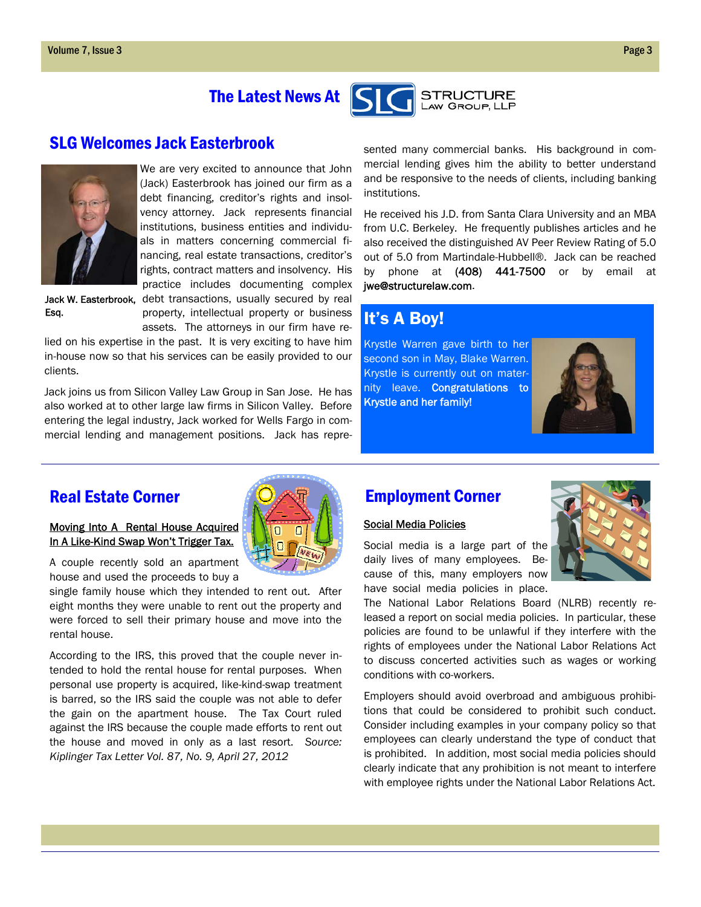# The Latest News At STRUCTURE Law Group, LLP

## SLG Welcomes Jack Easterbrook

Jack W. Easterbrook, Esq.

We are very excited to announce that John (Jack) Easterbrook has joined our firm as a debt financing, creditor's rights and insolvency attorney. Jack represents financial institutions, business entities and individuals in matters concerning commercial financing, real estate transactions, creditor's rights, contract matters and insolvency. His practice includes documenting complex debt transactions, usually secured by real property, intellectual property or business assets. The attorneys in our firm have relied on his expertise in the past. It is very exciting to have him in-house now so that his services can be easily provided to our clients.

Jack joins us from Silicon Valley Law Group in San Jose. He has also worked at to other large law firms in Silicon Valley. Before entering the legal industry, Jack worked for Wells Fargo in commercial lending and management positions. Jack has represented many commercial banks. His background in commercial lending gives him the ability to better understand and be responsive to the needs of clients, including banking institutions.

He received his J.D. from Santa Clara University and an MBA from U.C. Berkeley. He frequently publishes articles and he also received the distinguished AV Peer Review Rating of 5.0 out of 5.0 from Martindale-Hubbell®. Jack can be reached by phone at **(408) 441-7500** or by email at **jwe@structurelaw.com**.

## It's A Boy!

Krystle Warren gave birth to her second son in May, Blake Warren. Krystle is currently out on maternity leave. **Congratulations to Krystle and her family!**

## Real Estate Corner

<u>Moving Into A Rental House Acquired In A Like-Kind Swap Won't Trigger Tax.</u>

A couple recently sold an apartment house and used the proceeds to buy a single family house which they intended to rent out. After eight months they were unable to rent out the property and were forced to sell their primary house and move into the rental house.

According to the IRS, this proved that the couple never intended to hold the rental house for rental purposes. When personal use property is acquired, like-kind-swap treatment is barred, so the IRS said the couple was not able to defer the gain on the apartment house. The Tax Court ruled against the IRS because the couple made efforts to rent out the house and moved in only as a last resort. *Source: Kiplinger Tax Letter Vol. 87, No. 9, April 27, 2012*

## Employment Corner

<u>Social Media Policies</u>

Social media is a large part of the daily lives of many employees. Because of this, many employers now have social media policies in place. The National Labor Relations Board (NLRB) recently released a report on social media policies. In particular, these policies are found to be unlawful if they interfere with the rights of employees under the National Labor Relations Act to discuss concerted activities such as wages or working conditions with co-workers.

Employers should avoid overbroad and ambiguous prohibitions that could be considered to prohibit such conduct. Consider including examples in your company policy so that employees can clearly understand the type of conduct that is prohibited. In addition, most social media policies should clearly indicate that any prohibition is not meant to interfere with employee rights under the National Labor Relations Act.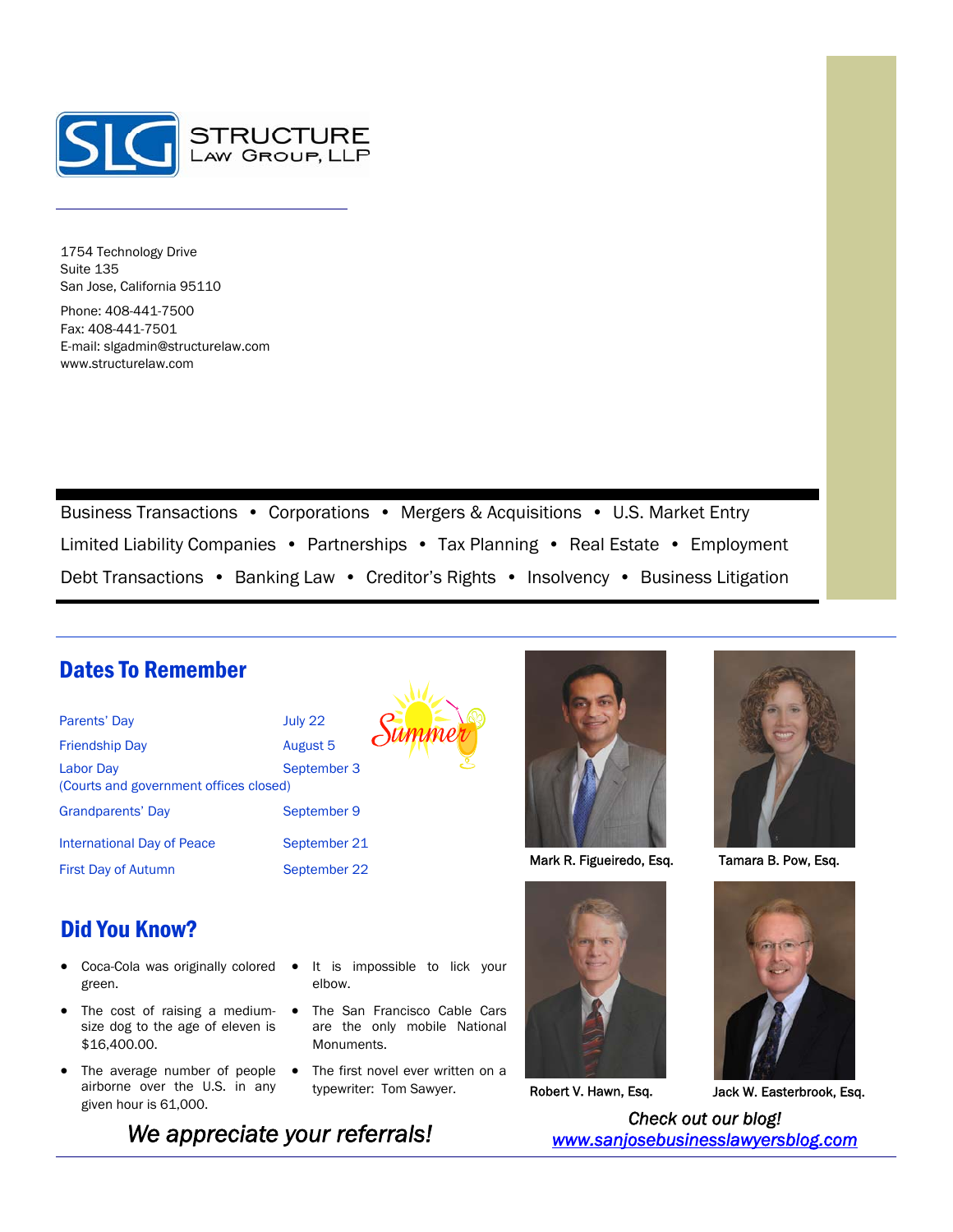STRUCTURE LAW GROUP, LLP

1754 Technology Drive
Suite 135
San Jose, California 95110

Phone: 408-441-7500
Fax: 408-441-7501
E-mail: slgadmin@structurelaw.com
www.structurelaw.com

Business Transactions • Corporations • Mergers & Acquisitions • U.S. Market Entry
Limited Liability Companies • Partnerships • Tax Planning • Real Estate • Employment
Debt Transactions • Banking Law • Creditor's Rights • Insolvency • Business Litigation

## Dates To Remember

| | |
|---|---|
| Parents' Day | July 22 |
| Friendship Day | August 5 |
| Labor Day (Courts and government offices closed) | September 3 |
| Grandparents' Day | September 9 |
| International Day of Peace | September 21 |
| First Day of Autumn | September 22 |

## Did You Know?

- Coca-Cola was originally colored green.
- The cost of raising a medium-size dog to the age of eleven is $16,400.00.
- The average number of people airborne over the U.S. in any given hour is 61,000.
- It is impossible to lick your elbow.
- The San Francisco Cable Cars are the only mobile National Monuments.
- The first novel ever written on a typewriter: Tom Sawyer.

*We appreciate your referrals!*

Mark R. Figueiredo, Esq.

Tamara B. Pow, Esq.

Robert V. Hawn, Esq.

Jack W. Easterbrook, Esq.

*Check out our blog!*
*www.sanjosebusinesslawyersblog.com*